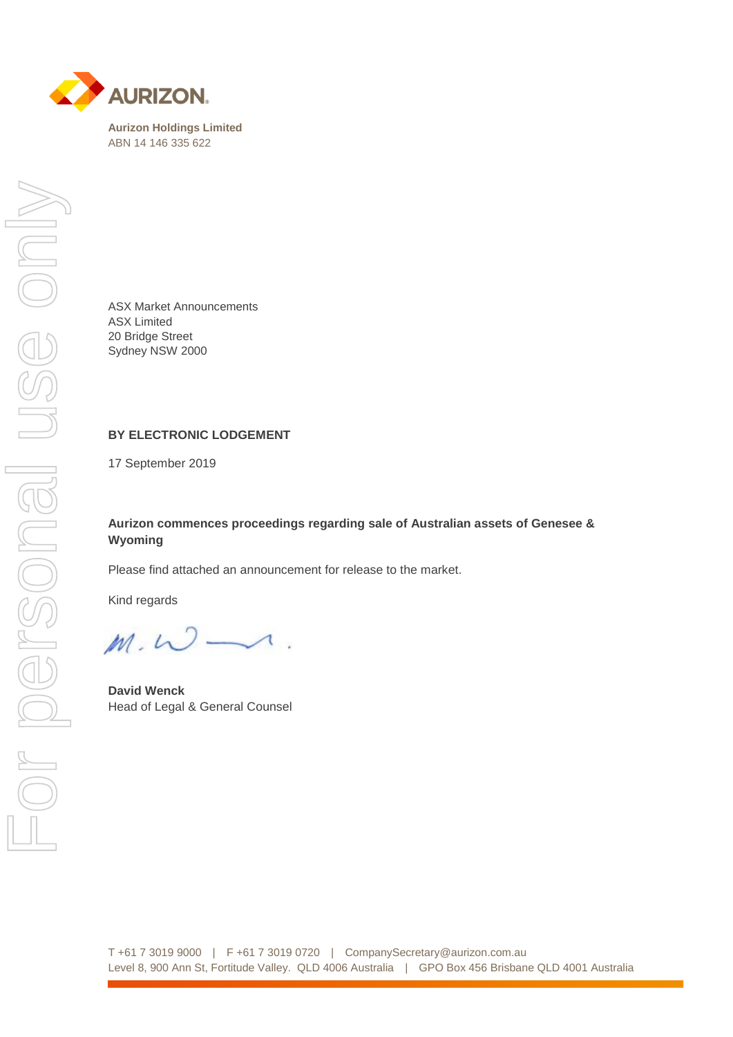**Aurizon Holdings Limited**
ABN 14 146 335 622

ASX Market Announcements
ASX Limited
20 Bridge Street
Sydney NSW 2000

**BY ELECTRONIC LODGEMENT**

17 September 2019

**Aurizon commences proceedings regarding sale of Australian assets of Genesee & Wyoming**

Please find attached an announcement for release to the market.

Kind regards

**David Wenck**
Head of Legal & General Counsel

T +61 7 3019 9000 | F +61 7 3019 0720 | CompanySecretary@aurizon.com.au
Level 8, 900 Ann St, Fortitude Valley. QLD 4006 Australia | GPO Box 456 Brisbane QLD 4001 Australia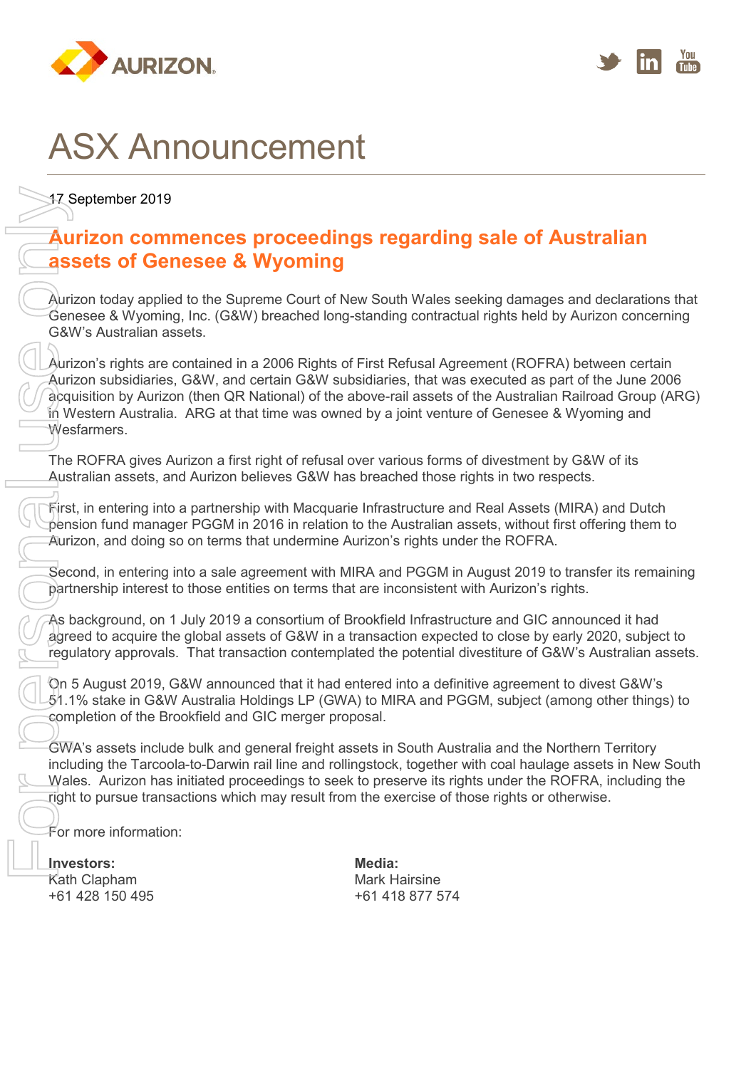# ASX Announcement

17 September 2019

## Aurizon commences proceedings regarding sale of Australian assets of Genesee & Wyoming

Aurizon today applied to the Supreme Court of New South Wales seeking damages and declarations that Genesee & Wyoming, Inc. (G&W) breached long-standing contractual rights held by Aurizon concerning G&W's Australian assets.

Aurizon's rights are contained in a 2006 Rights of First Refusal Agreement (ROFRA) between certain Aurizon subsidiaries, G&W, and certain G&W subsidiaries, that was executed as part of the June 2006 acquisition by Aurizon (then QR National) of the above-rail assets of the Australian Railroad Group (ARG) in Western Australia. ARG at that time was owned by a joint venture of Genesee & Wyoming and Wesfarmers.

The ROFRA gives Aurizon a first right of refusal over various forms of divestment by G&W of its Australian assets, and Aurizon believes G&W has breached those rights in two respects.

First, in entering into a partnership with Macquarie Infrastructure and Real Assets (MIRA) and Dutch pension fund manager PGGM in 2016 in relation to the Australian assets, without first offering them to Aurizon, and doing so on terms that undermine Aurizon's rights under the ROFRA.

Second, in entering into a sale agreement with MIRA and PGGM in August 2019 to transfer its remaining partnership interest to those entities on terms that are inconsistent with Aurizon's rights.

As background, on 1 July 2019 a consortium of Brookfield Infrastructure and GIC announced it had agreed to acquire the global assets of G&W in a transaction expected to close by early 2020, subject to regulatory approvals. That transaction contemplated the potential divestiture of G&W's Australian assets.

On 5 August 2019, G&W announced that it had entered into a definitive agreement to divest G&W's 51.1% stake in G&W Australia Holdings LP (GWA) to MIRA and PGGM, subject (among other things) to completion of the Brookfield and GIC merger proposal.

GWA's assets include bulk and general freight assets in South Australia and the Northern Territory including the Tarcoola-to-Darwin rail line and rollingstock, together with coal haulage assets in New South Wales. Aurizon has initiated proceedings to seek to preserve its rights under the ROFRA, including the right to pursue transactions which may result from the exercise of those rights or otherwise.

For more information:

**Investors:**
Kath Clapham
+61 428 150 495

**Media:**
Mark Hairsine
+61 418 877 574